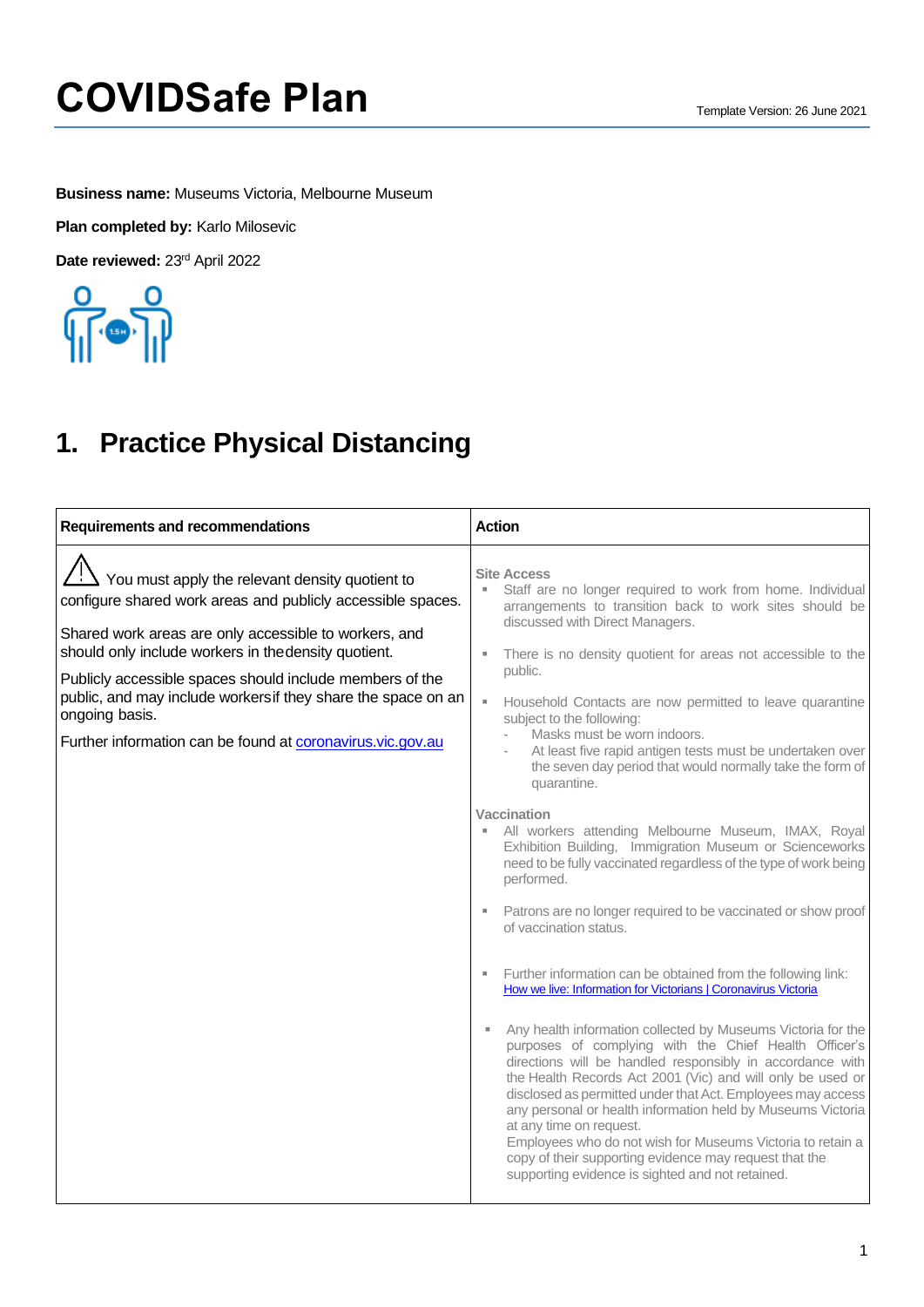# COVIDSafe Plan

Template Version: 26 June 2021

**Business name:** Museums Victoria, Melbourne Museum

**Plan completed by:** Karlo Milosevic

**Date reviewed:** 23rd April 2022

## 1. Practice Physical Distancing

| Requirements and recommendations | Action |
|---|---|
| ⚠ You must apply the relevant density quotient to configure shared work areas and publicly accessible spaces.<br><br>Shared work areas are only accessible to workers, and should only include workers in the density quotient.<br><br>Publicly accessible spaces should include members of the public, and may include workers if they share the space on an ongoing basis.<br><br>Further information can be found at coronavirus.vic.gov.au | **Site Access**<br>▪ Staff are no longer required to work from home. Individual arrangements to transition back to work sites should be discussed with Direct Managers.<br><br>▪ There is no density quotient for areas not accessible to the public.<br><br>▪ Household Contacts are now permitted to leave quarantine subject to the following:<br>- Masks must be worn indoors.<br>- At least five rapid antigen tests must be undertaken over the seven day period that would normally take the form of quarantine.<br><br>**Vaccination**<br>▪ All workers attending Melbourne Museum, IMAX, Royal Exhibition Building, Immigration Museum or Scienceworks need to be fully vaccinated regardless of the type of work being performed.<br><br>▪ Patrons are no longer required to be vaccinated or show proof of vaccination status.<br><br>▪ Further information can be obtained from the following link: How we live: Information for Victorians \| Coronavirus Victoria<br><br>▪ Any health information collected by Museums Victoria for the purposes of complying with the Chief Health Officer's directions will be handled responsibly in accordance with the Health Records Act 2001 (Vic) and will only be used or disclosed as permitted under that Act. Employees may access any personal or health information held by Museums Victoria at any time on request.<br>Employees who do not wish for Museums Victoria to retain a copy of their supporting evidence may request that the supporting evidence is sighted and not retained. |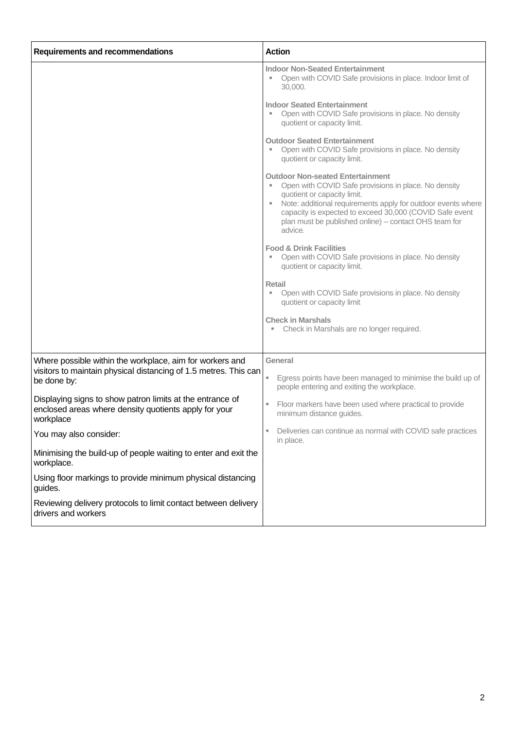| Requirements and recommendations | Action |
|---|---|
| | **Indoor Non-Seated Entertainment**<br>▪ Open with COVID Safe provisions in place. Indoor limit of 30,000.<br><br>**Indoor Seated Entertainment**<br>▪ Open with COVID Safe provisions in place. No density quotient or capacity limit.<br><br>**Outdoor Seated Entertainment**<br>▪ Open with COVID Safe provisions in place. No density quotient or capacity limit.<br><br>**Outdoor Non-seated Entertainment**<br>▪ Open with COVID Safe provisions in place. No density quotient or capacity limit.<br>▪ Note: additional requirements apply for outdoor events where capacity is expected to exceed 30,000 (COVID Safe event plan must be published online) – contact OHS team for advice.<br><br>**Food & Drink Facilities**<br>▪ Open with COVID Safe provisions in place. No density quotient or capacity limit.<br><br>**Retail**<br>▪ Open with COVID Safe provisions in place. No density quotient or capacity limit<br><br>**Check in Marshals**<br>▪ Check in Marshals are no longer required. |
| Where possible within the workplace, aim for workers and visitors to maintain physical distancing of 1.5 metres. This can be done by:<br><br>Displaying signs to show patron limits at the entrance of enclosed areas where density quotients apply for your workplace<br><br>You may also consider:<br><br>Minimising the build-up of people waiting to enter and exit the workplace.<br><br>Using floor markings to provide minimum physical distancing guides.<br><br>Reviewing delivery protocols to limit contact between delivery drivers and workers | **General**<br><br>▪ Egress points have been managed to minimise the build up of people entering and exiting the workplace.<br><br>▪ Floor markers have been used where practical to provide minimum distance guides.<br><br>▪ Deliveries can continue as normal with COVID safe practices in place. |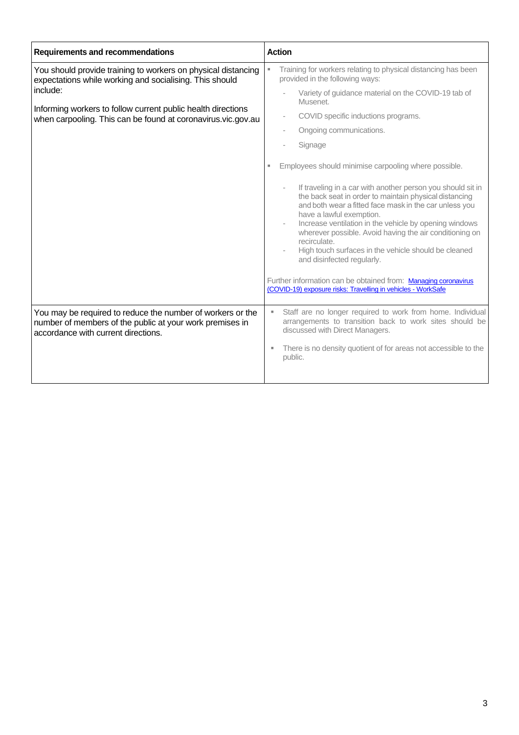| Requirements and recommendations | Action |
|---|---|
| You should provide training to workers on physical distancing expectations while working and socialising. This should include:<br><br>Informing workers to follow current public health directions when carpooling. This can be found at coronavirus.vic.gov.au | ▪ Training for workers relating to physical distancing has been provided in the following ways:<br>- Variety of guidance material on the COVID-19 tab of Musenet.<br>- COVID specific inductions programs.<br>- Ongoing communications.<br>- Signage<br><br>▪ Employees should minimise carpooling where possible.<br>- If traveling in a car with another person you should sit in the back seat in order to maintain physical distancing and both wear a fitted face mask in the car unless you have a lawful exemption.<br>- Increase ventilation in the vehicle by opening windows wherever possible. Avoid having the air conditioning on recirculate.<br>- High touch surfaces in the vehicle should be cleaned and disinfected regularly.<br><br>Further information can be obtained from: [Managing coronavirus (COVID-19) exposure risks: Travelling in vehicles - WorkSafe] |
| You may be required to reduce the number of workers or the number of members of the public at your work premises in accordance with current directions. | ▪ Staff are no longer required to work from home. Individual arrangements to transition back to work sites should be discussed with Direct Managers.<br><br>▪ There is no density quotient of for areas not accessible to the public. |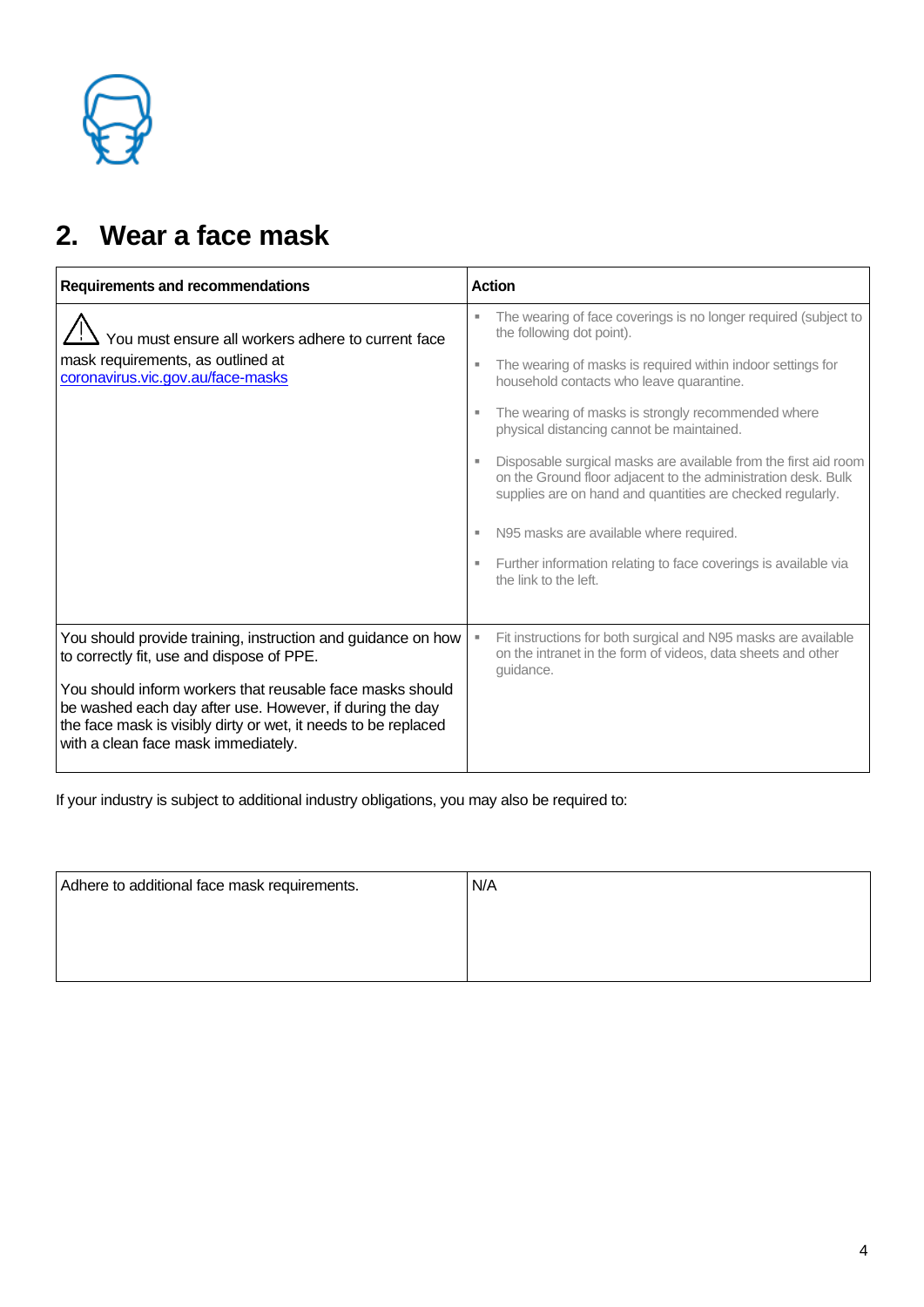## 2. Wear a face mask

| Requirements and recommendations | Action |
|---|---|
| ⚠ You must ensure all workers adhere to current face mask requirements, as outlined at [coronavirus.vic.gov.au/face-masks](coronavirus.vic.gov.au/face-masks) | ▪ The wearing of face coverings is no longer required (subject to the following dot point).<br>▪ The wearing of masks is required within indoor settings for household contacts who leave quarantine.<br>▪ The wearing of masks is strongly recommended where physical distancing cannot be maintained.<br>▪ Disposable surgical masks are available from the first aid room on the Ground floor adjacent to the administration desk. Bulk supplies are on hand and quantities are checked regularly.<br>▪ N95 masks are available where required.<br>▪ Further information relating to face coverings is available via the link to the left. |
| You should provide training, instruction and guidance on how to correctly fit, use and dispose of PPE.<br><br>You should inform workers that reusable face masks should be washed each day after use. However, if during the day the face mask is visibly dirty or wet, it needs to be replaced with a clean face mask immediately. | ▪ Fit instructions for both surgical and N95 masks are available on the intranet in the form of videos, data sheets and other guidance. |

If your industry is subject to additional industry obligations, you may also be required to:

| | |
|---|---|
| Adhere to additional face mask requirements. | N/A |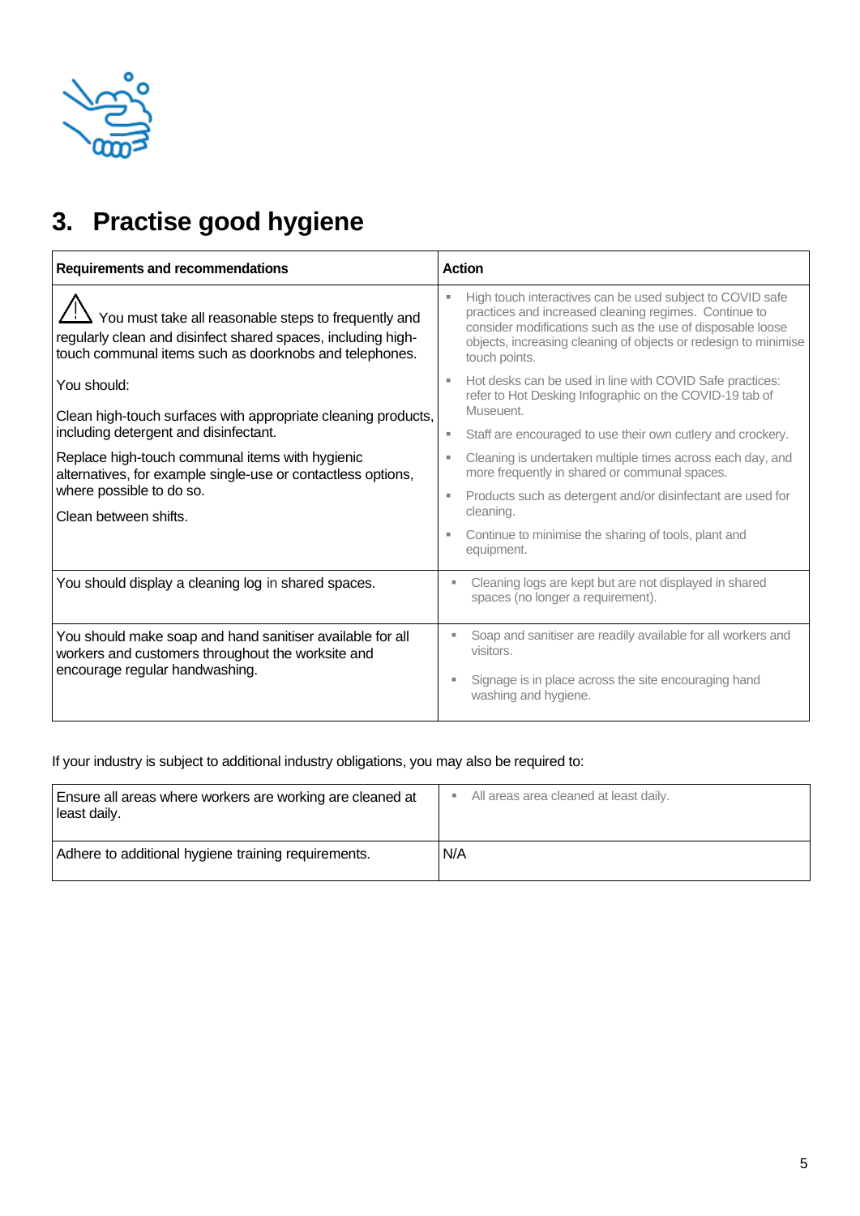## 3. Practise good hygiene

| Requirements and recommendations | Action |
|---|---|
| ⚠ You must take all reasonable steps to frequently and regularly clean and disinfect shared spaces, including high-touch communal items such as doorknobs and telephones.<br><br>You should:<br><br>Clean high-touch surfaces with appropriate cleaning products, including detergent and disinfectant.<br><br>Replace high-touch communal items with hygienic alternatives, for example single-use or contactless options, where possible to do so.<br><br>Clean between shifts. | - High touch interactives can be used subject to COVID safe practices and increased cleaning regimes. Continue to consider modifications such as the use of disposable loose objects, increasing cleaning of objects or redesign to minimise touch points.<br>- Hot desks can be used in line with COVID Safe practices: refer to Hot Desking Infographic on the COVID-19 tab of Museuent.<br>- Staff are encouraged to use their own cutlery and crockery.<br>- Cleaning is undertaken multiple times across each day, and more frequently in shared or communal spaces.<br>- Products such as detergent and/or disinfectant are used for cleaning.<br>- Continue to minimise the sharing of tools, plant and equipment. |
| You should display a cleaning log in shared spaces. | - Cleaning logs are kept but are not displayed in shared spaces (no longer a requirement). |
| You should make soap and hand sanitiser available for all workers and customers throughout the worksite and encourage regular handwashing. | - Soap and sanitiser are readily available for all workers and visitors.<br>- Signage is in place across the site encouraging hand washing and hygiene. |

If your industry is subject to additional industry obligations, you may also be required to:

| | |
|---|---|
| Ensure all areas where workers are working are cleaned at least daily. | - All areas area cleaned at least daily. |
| Adhere to additional hygiene training requirements. | N/A |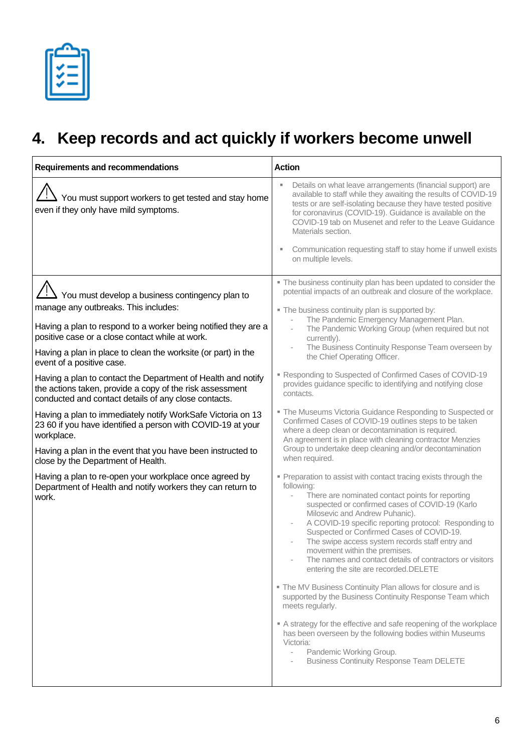## 4. Keep records and act quickly if workers become unwell

| Requirements and recommendations | Action |
| --- | --- |
| ⚠ You must support workers to get tested and stay home even if they only have mild symptoms. | ▪ Details on what leave arrangements (financial support) are available to staff while they awaiting the results of COVID-19 tests or are self-isolating because they have tested positive for coronavirus (COVID-19). Guidance is available on the COVID-19 tab on Musenet and refer to the Leave Guidance Materials section.<br><br>▪ Communication requesting staff to stay home if unwell exists on multiple levels. |
| ⚠ You must develop a business contingency plan to manage any outbreaks. This includes:<br><br>Having a plan to respond to a worker being notified they are a positive case or a close contact while at work.<br><br>Having a plan in place to clean the worksite (or part) in the event of a positive case.<br><br>Having a plan to contact the Department of Health and notify the actions taken, provide a copy of the risk assessment conducted and contact details of any close contacts.<br><br>Having a plan to immediately notify WorkSafe Victoria on 13 23 60 if you have identified a person with COVID-19 at your workplace.<br><br>Having a plan in the event that you have been instructed to close by the Department of Health.<br><br>Having a plan to re-open your workplace once agreed by Department of Health and notify workers they can return to work. | ▪ The business continuity plan has been updated to consider the potential impacts of an outbreak and closure of the workplace.<br><br>▪ The business continuity plan is supported by:<br>- The Pandemic Emergency Management Plan.<br>- The Pandemic Working Group (when required but not currently).<br>- The Business Continuity Response Team overseen by the Chief Operating Officer.<br><br>▪ Responding to Suspected of Confirmed Cases of COVID-19 provides guidance specific to identifying and notifying close contacts.<br><br>▪ The Museums Victoria Guidance Responding to Suspected or Confirmed Cases of COVID-19 outlines steps to be taken where a deep clean or decontamination is required. An agreement is in place with cleaning contractor Menzies Group to undertake deep cleaning and/or decontamination when required.<br><br>▪ Preparation to assist with contact tracing exists through the following:<br>- There are nominated contact points for reporting suspected or confirmed cases of COVID-19 (Karlo Milosevic and Andrew Puhanic).<br>- A COVID-19 specific reporting protocol: Responding to Suspected or Confirmed Cases of COVID-19.<br>- The swipe access system records staff entry and movement within the premises.<br>- The names and contact details of contractors or visitors entering the site are recorded.DELETE<br><br>▪ The MV Business Continuity Plan allows for closure and is supported by the Business Continuity Response Team which meets regularly.<br><br>▪ A strategy for the effective and safe reopening of the workplace has been overseen by the following bodies within Museums Victoria:<br>- Pandemic Working Group.<br>- Business Continuity Response Team DELETE |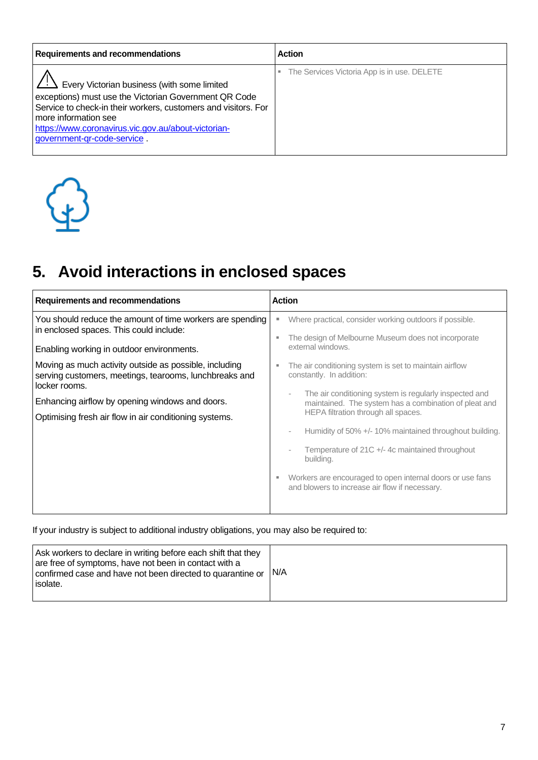| Requirements and recommendations | Action |
|---|---|
| ⚠ Every Victorian business (with some limited exceptions) must use the Victorian Government QR Code Service to check-in their workers, customers and visitors. For more information see [https://www.coronavirus.vic.gov.au/about-victorian-government-qr-code-service](https://www.coronavirus.vic.gov.au/about-victorian-government-qr-code-service) . | ▪ The Services Victoria App is in use. DELETE |

# 5. Avoid interactions in enclosed spaces

| Requirements and recommendations | Action |
|---|---|
| You should reduce the amount of time workers are spending in enclosed spaces. This could include:<br><br>Enabling working in outdoor environments.<br><br>Moving as much activity outside as possible, including serving customers, meetings, tearooms, lunchbreaks and locker rooms.<br><br>Enhancing airflow by opening windows and doors.<br><br>Optimising fresh air flow in air conditioning systems. | ▪ Where practical, consider working outdoors if possible.<br>▪ The design of Melbourne Museum does not incorporate external windows.<br>▪ The air conditioning system is set to maintain airflow constantly. In addition:<br>- The air conditioning system is regularly inspected and maintained. The system has a combination of pleat and HEPA filtration through all spaces.<br>- Humidity of 50% +/- 10% maintained throughout building.<br>- Temperature of 21C +/- 4c maintained throughout building.<br>▪ Workers are encouraged to open internal doors or use fans and blowers to increase air flow if necessary. |

If your industry is subject to additional industry obligations, you may also be required to:

| | |
|---|---|
| Ask workers to declare in writing before each shift that they are free of symptoms, have not been in contact with a confirmed case and have not been directed to quarantine or isolate. | N/A |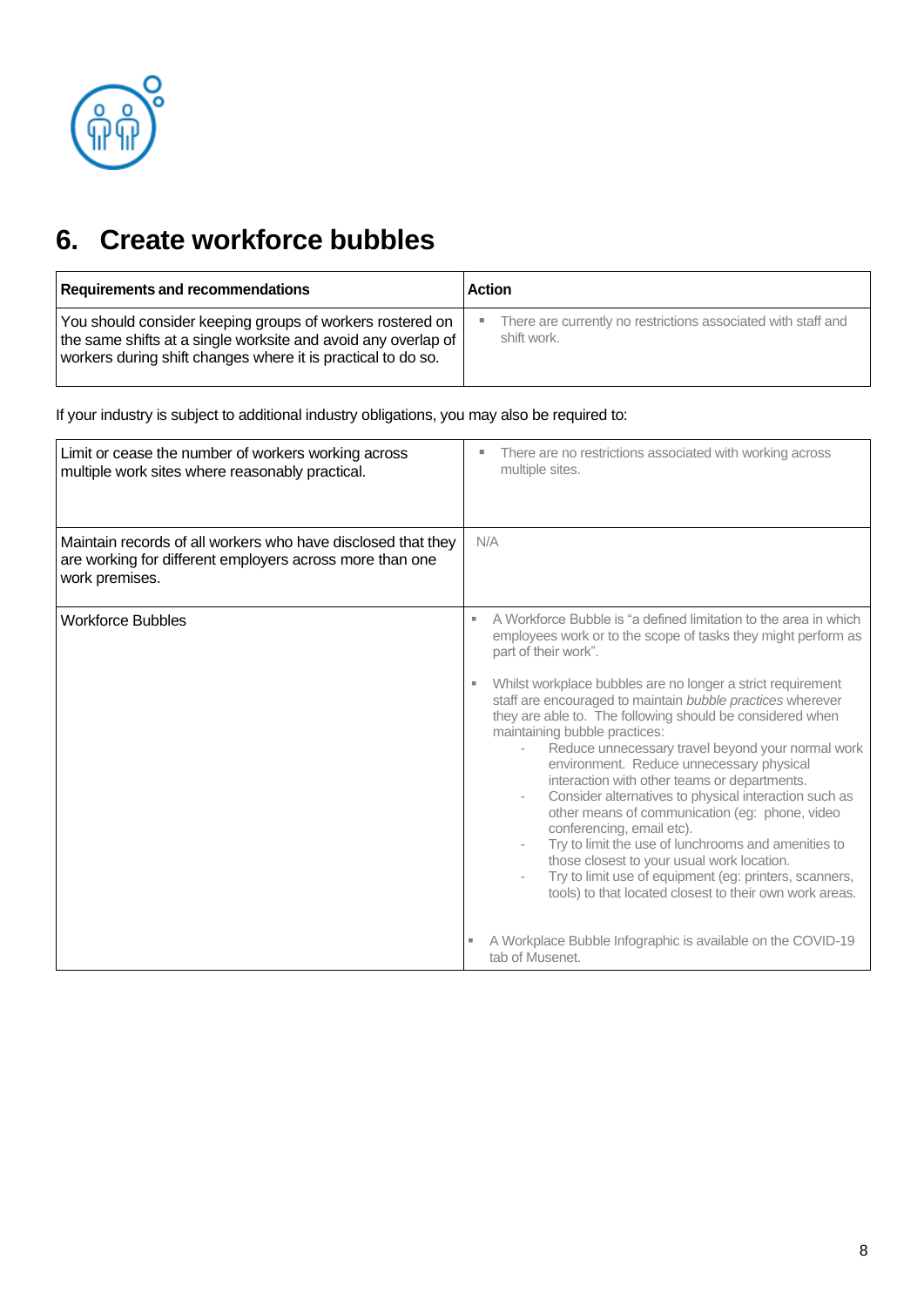# 6. Create workforce bubbles

| Requirements and recommendations | Action |
| --- | --- |
| You should consider keeping groups of workers rostered on the same shifts at a single worksite and avoid any overlap of workers during shift changes where it is practical to do so. | ▪ There are currently no restrictions associated with staff and shift work. |

If your industry is subject to additional industry obligations, you may also be required to:

| | |
| --- | --- |
| Limit or cease the number of workers working across multiple work sites where reasonably practical. | ▪ There are no restrictions associated with working across multiple sites. |
| Maintain records of all workers who have disclosed that they are working for different employers across more than one work premises. | N/A |
| Workforce Bubbles | ▪ A Workforce Bubble is "a defined limitation to the area in which employees work or to the scope of tasks they might perform as part of their work".<br><br>▪ Whilst workplace bubbles are no longer a strict requirement staff are encouraged to maintain *bubble practices* wherever they are able to. The following should be considered when maintaining bubble practices:<br>- Reduce unnecessary travel beyond your normal work environment. Reduce unnecessary physical interaction with other teams or departments.<br>- Consider alternatives to physical interaction such as other means of communication (eg: phone, video conferencing, email etc).<br>- Try to limit the use of lunchrooms and amenities to those closest to your usual work location.<br>- Try to limit use of equipment (eg: printers, scanners, tools) to that located closest to their own work areas.<br><br>▪ A Workplace Bubble Infographic is available on the COVID-19 tab of Musenet. |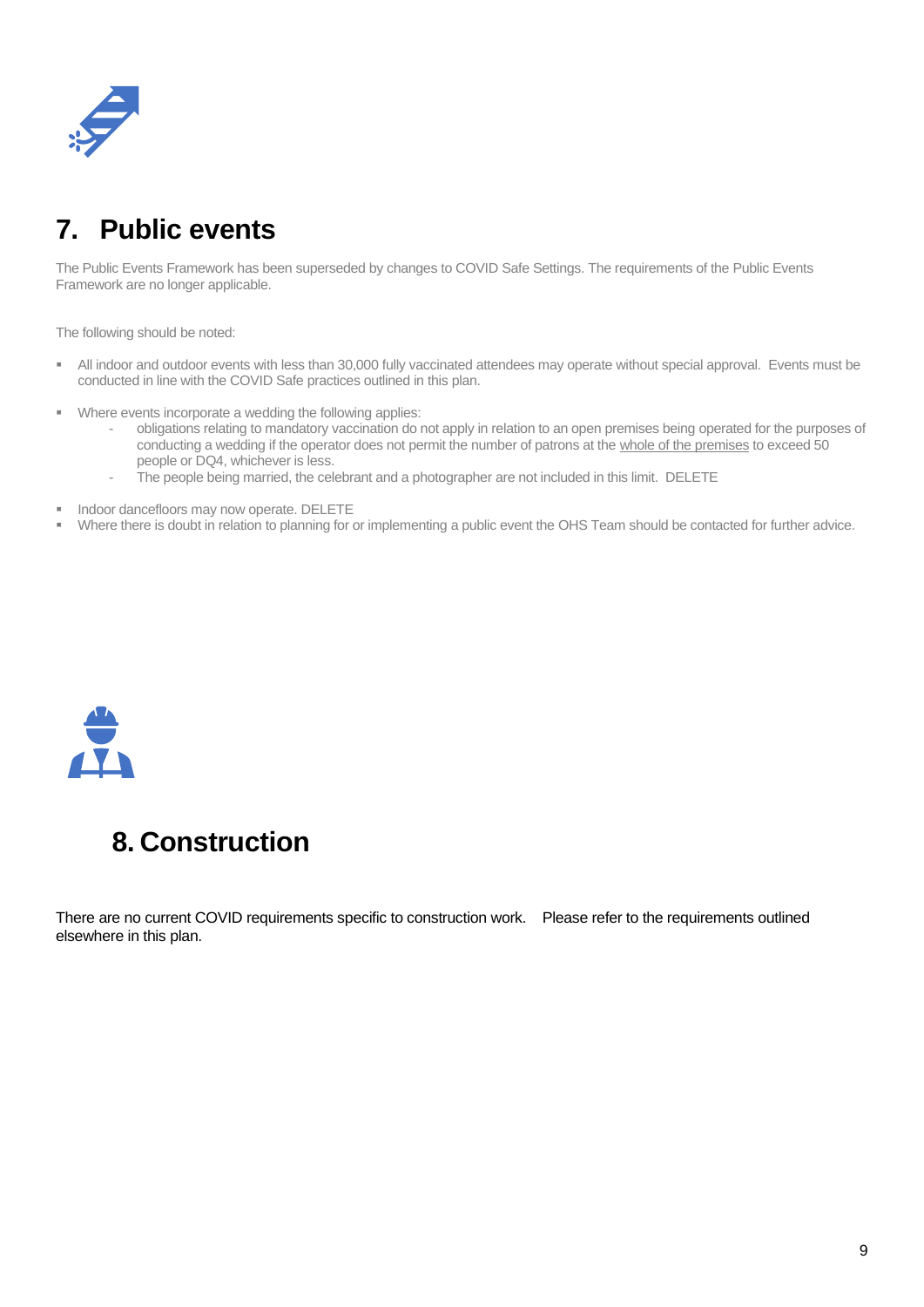# 7. Public events

The Public Events Framework has been superseded by changes to COVID Safe Settings. The requirements of the Public Events Framework are no longer applicable.

The following should be noted:

- All indoor and outdoor events with less than 30,000 fully vaccinated attendees may operate without special approval. Events must be conducted in line with the COVID Safe practices outlined in this plan.
- Where events incorporate a wedding the following applies:
  - obligations relating to mandatory vaccination do not apply in relation to an open premises being operated for the purposes of conducting a wedding if the operator does not permit the number of patrons at the whole of the premises to exceed 50 people or DQ4, whichever is less.
  - The people being married, the celebrant and a photographer are not included in this limit. DELETE
- Indoor dancefloors may now operate. DELETE
- Where there is doubt in relation to planning for or implementing a public event the OHS Team should be contacted for further advice.

# 8. Construction

There are no current COVID requirements specific to construction work. Please refer to the requirements outlined elsewhere in this plan.